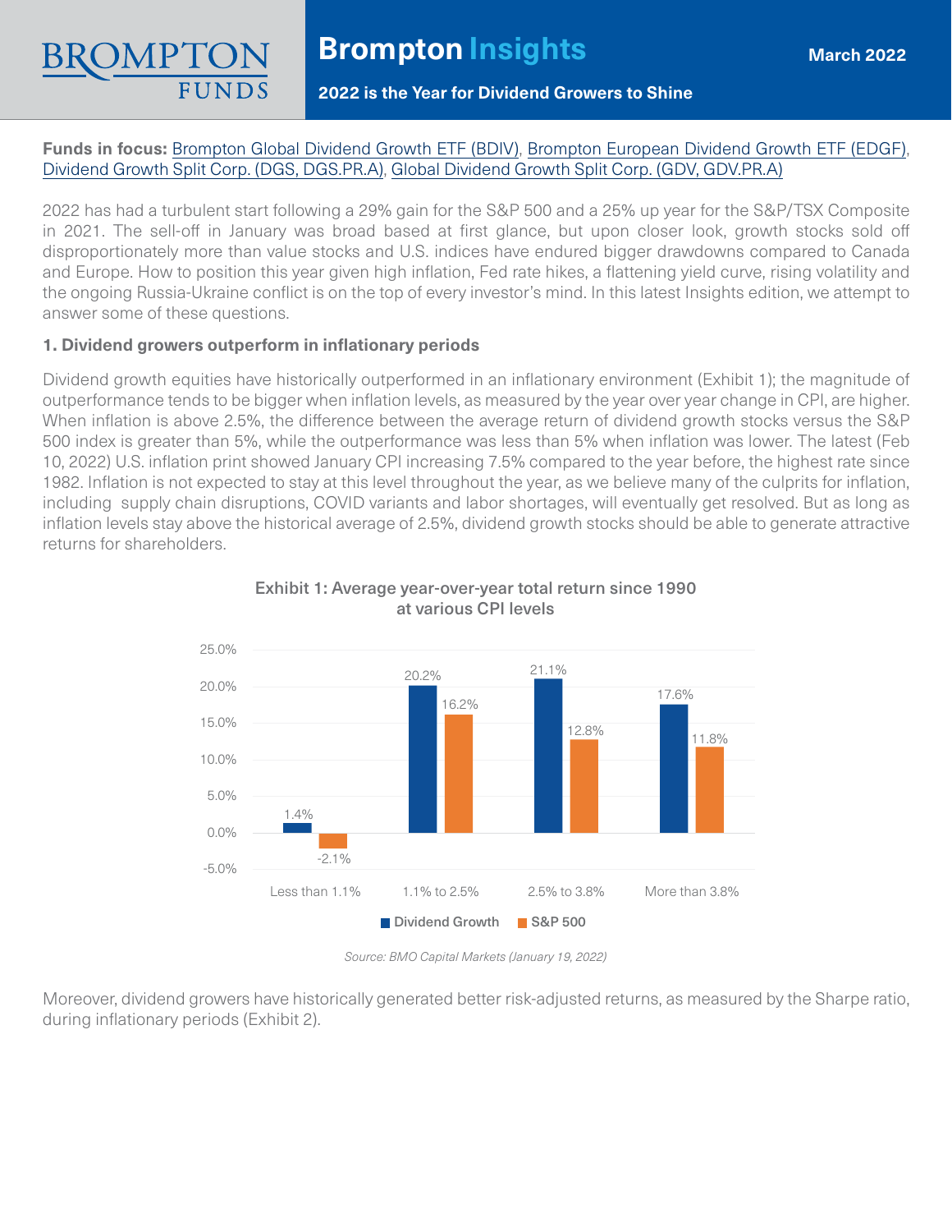# Brompton Insights

**March 2022**

## 2022 is the Year for Dividend Growers to Shine

**Funds in focus:** Brompton Global Dividend Growth ETF (BDIV), Brompton European Dividend Growth ETF (EDGF), Dividend Growth Split Corp. (DGS, DGS.PR.A), Global Dividend Growth Split Corp. (GDV, GDV.PR.A)

2022 has had a turbulent start following a 29% gain for the S&P 500 and a 25% up year for the S&P/TSX Composite in 2021. The sell-off in January was broad based at first glance, but upon closer look, growth stocks sold off disproportionately more than value stocks and U.S. indices have endured bigger drawdowns compared to Canada and Europe. How to position this year given high inflation, Fed rate hikes, a flattening yield curve, rising volatility and the ongoing Russia-Ukraine conflict is on the top of every investor's mind. In this latest Insights edition, we attempt to answer some of these questions.

### 1. Dividend growers outperform in inflationary periods

Dividend growth equities have historically outperformed in an inflationary environment (Exhibit 1); the magnitude of outperformance tends to be bigger when inflation levels, as measured by the year over year change in CPI, are higher. When inflation is above 2.5%, the difference between the average return of dividend growth stocks versus the S&P 500 index is greater than 5%, while the outperformance was less than 5% when inflation was lower. The latest (Feb 10, 2022) U.S. inflation print showed January CPI increasing 7.5% compared to the year before, the highest rate since 1982. Inflation is not expected to stay at this level throughout the year, as we believe many of the culprits for inflation, including supply chain disruptions, COVID variants and labor shortages, will eventually get resolved. But as long as inflation levels stay above the historical average of 2.5%, dividend growth stocks should be able to generate attractive returns for shareholders.

**Exhibit 1: Average year-over-year total return since 1990 at various CPI levels**

| CPI Level | Dividend Growth | S&P 500 |
| --- | --- | --- |
| Less than 1.1% | 1.4% | -2.1% |
| 1.1% to 2.5% | 20.2% | 16.2% |
| 2.5% to 3.8% | 21.1% | 12.8% |
| More than 3.8% | 17.6% | 11.8% |

*Source: BMO Capital Markets (January 19, 2022)*

Moreover, dividend growers have historically generated better risk-adjusted returns, as measured by the Sharpe ratio, during inflationary periods (Exhibit 2).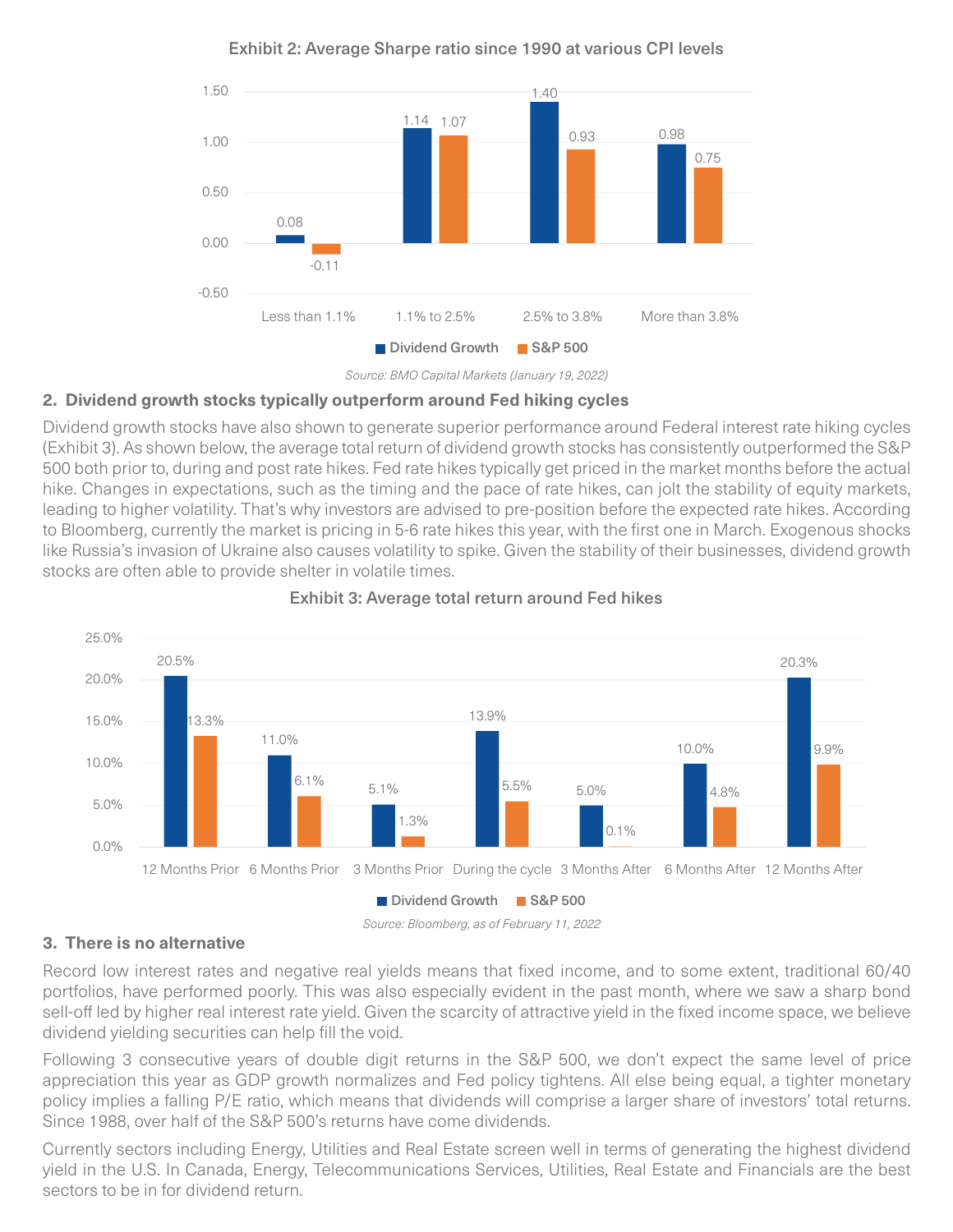**Exhibit 2: Average Sharpe ratio since 1990 at various CPI levels**

| CPI level | Dividend Growth | S&P 500 |
|---|---|---|
| Less than 1.1% | 0.08 | -0.11 |
| 1.1% to 2.5% | 1.14 | 1.07 |
| 2.5% to 3.8% | 1.40 | 0.93 |
| More than 3.8% | 0.98 | 0.75 |

*Source: BMO Capital Markets (January 19, 2022)*

### 2. Dividend growth stocks typically outperform around Fed hiking cycles

Dividend growth stocks have also shown to generate superior performance around Federal interest rate hiking cycles (Exhibit 3). As shown below, the average total return of dividend growth stocks has consistently outperformed the S&P 500 both prior to, during and post rate hikes. Fed rate hikes typically get priced in the market months before the actual hike. Changes in expectations, such as the timing and the pace of rate hikes, can jolt the stability of equity markets, leading to higher volatility. That's why investors are advised to pre-position before the expected rate hikes. According to Bloomberg, currently the market is pricing in 5-6 rate hikes this year, with the first one in March. Exogenous shocks like Russia's invasion of Ukraine also causes volatility to spike. Given the stability of their businesses, dividend growth stocks are often able to provide shelter in volatile times.

**Exhibit 3: Average total return around Fed hikes**

| Period | Dividend Growth | S&P 500 |
|---|---|---|
| 12 Months Prior | 20.5% | 13.3% |
| 6 Months Prior | 11.0% | 6.1% |
| 3 Months Prior | 5.1% | 1.3% |
| During the cycle | 13.9% | 5.5% |
| 3 Months After | 5.0% | 0.1% |
| 6 Months After | 10.0% | 4.8% |
| 12 Months After | 20.3% | 9.9% |

*Source: Bloomberg, as of February 11, 2022*

### 3. There is no alternative

Record low interest rates and negative real yields means that fixed income, and to some extent, traditional 60/40 portfolios, have performed poorly. This was also especially evident in the past month, where we saw a sharp bond sell-off led by higher real interest rate yield. Given the scarcity of attractive yield in the fixed income space, we believe dividend yielding securities can help fill the void.

Following 3 consecutive years of double digit returns in the S&P 500, we don't expect the same level of price appreciation this year as GDP growth normalizes and Fed policy tightens. All else being equal, a tighter monetary policy implies a falling P/E ratio, which means that dividends will comprise a larger share of investors' total returns. Since 1988, over half of the S&P 500's returns have come dividends.

Currently sectors including Energy, Utilities and Real Estate screen well in terms of generating the highest dividend yield in the U.S. In Canada, Energy, Telecommunications Services, Utilities, Real Estate and Financials are the best sectors to be in for dividend return.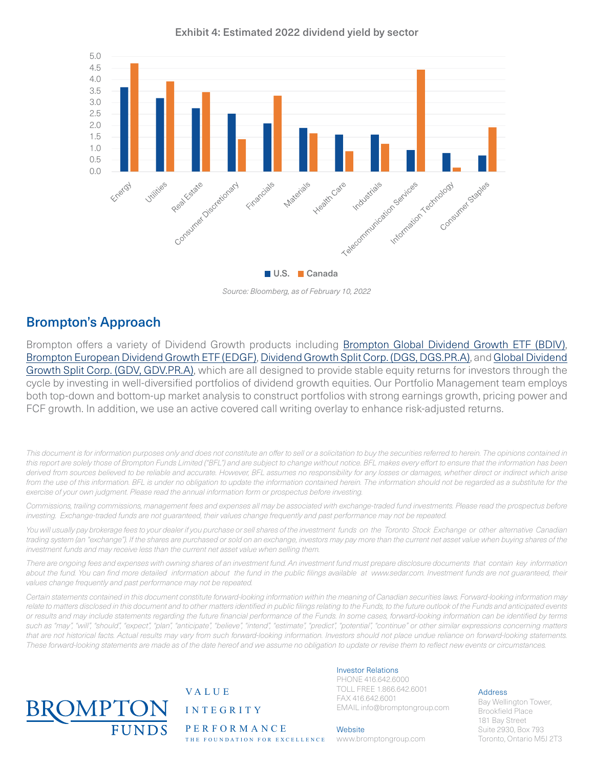**Exhibit 4: Estimated 2022 dividend yield by sector**

5.0
4.5
4.0
3.5
3.0
2.5
2.0
1.5
1.0
0.5
0.0

Energy
Utilities
Real Estate
Consumer Discretionary
Financials
Materials
Health Care
Industrials
Telecommunication Services
Information Technology
Consumer Staples

U.S. Canada

*Source: Bloomberg, as of February 10, 2022*

## Brompton's Approach

Brompton offers a variety of Dividend Growth products including Brompton Global Dividend Growth ETF (BDIV), Brompton European Dividend Growth ETF (EDGF), Dividend Growth Split Corp. (DGS, DGS.PR.A), and Global Dividend Growth Split Corp. (GDV, GDV.PR.A), which are all designed to provide stable equity returns for investors through the cycle by investing in well-diversified portfolios of dividend growth equities. Our Portfolio Management team employs both top-down and bottom-up market analysis to construct portfolios with strong earnings growth, pricing power and FCF growth. In addition, we use an active covered call writing overlay to enhance risk-adjusted returns.

*This document is for information purposes only and does not constitute an offer to sell or a solicitation to buy the securities referred to herein. The opinions contained in this report are solely those of Brompton Funds Limited ("BFL") and are subject to change without notice. BFL makes every effort to ensure that the information has been derived from sources believed to be reliable and accurate. However, BFL assumes no responsibility for any losses or damages, whether direct or indirect which arise from the use of this information. BFL is under no obligation to update the information contained herein. The information should not be regarded as a substitute for the exercise of your own judgment. Please read the annual information form or prospectus before investing.*

*Commissions, trailing commissions, management fees and expenses all may be associated with exchange-traded fund investments. Please read the prospectus before investing. Exchange-traded funds are not guaranteed, their values change frequently and past performance may not be repeated.*

*You will usually pay brokerage fees to your dealer if you purchase or sell shares of the investment funds on the Toronto Stock Exchange or other alternative Canadian trading system (an "exchange"). If the shares are purchased or sold on an exchange, investors may pay more than the current net asset value when buying shares of the investment funds and may receive less than the current net asset value when selling them.*

*There are ongoing fees and expenses with owning shares of an investment fund. An investment fund must prepare disclosure documents that contain key information about the fund. You can find more detailed information about the fund in the public filings available at www.sedar.com. Investment funds are not guaranteed, their values change frequently and past performance may not be repeated.*

*Certain statements contained in this document constitute forward-looking information within the meaning of Canadian securities laws. Forward-looking information may relate to matters disclosed in this document and to other matters identified in public filings relating to the Funds, to the future outlook of the Funds and anticipated events or results and may include statements regarding the future financial performance of the Funds. In some cases, forward-looking information can be identified by terms such as "may", "will", "should", "expect", "plan", "anticipate", "believe", "intend", "estimate", "predict", "potential", "continue" or other similar expressions concerning matters that are not historical facts. Actual results may vary from such forward-looking information. Investors should not place undue reliance on forward-looking statements. These forward-looking statements are made as of the date hereof and we assume no obligation to update or revise them to reflect new events or circumstances.*

BROMPTON FUNDS

VALUE
INTEGRITY
PERFORMANCE
THE FOUNDATION FOR EXCELLENCE

Investor Relations
PHONE 416.642.6000
TOLL FREE 1.866.642.6001
FAX 416.642.6001
EMAIL info@bromptongroup.com

Website
www.bromptongroup.com

Address
Bay Wellington Tower,
Brookfield Place
181 Bay Street
Suite 2930, Box 793
Toronto, Ontario M5J 2T3